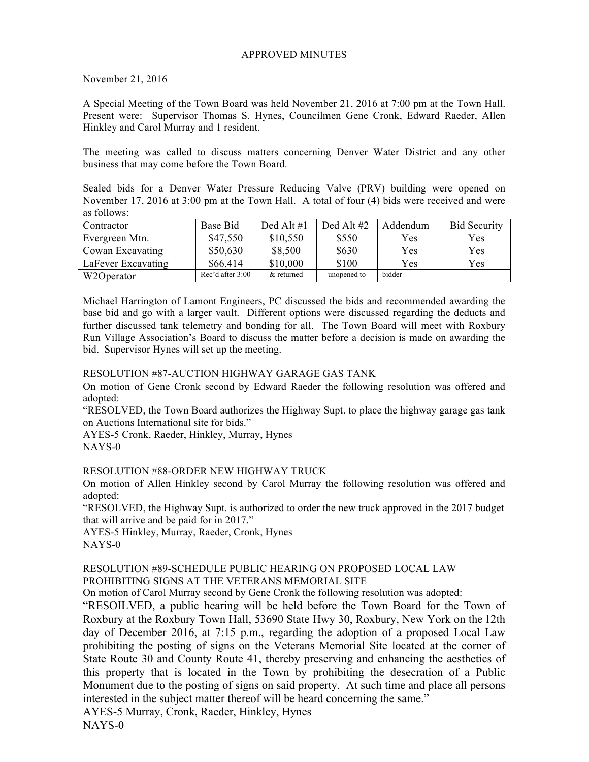APPROVED MINUTES

November 21, 2016

A Special Meeting of the Town Board was held November 21, 2016 at 7:00 pm at the Town Hall. Present were: Supervisor Thomas S. Hynes, Councilmen Gene Cronk, Edward Raeder, Allen Hinkley and Carol Murray and 1 resident.

The meeting was called to discuss matters concerning Denver Water District and any other business that may come before the Town Board.

Sealed bids for a Denver Water Pressure Reducing Valve (PRV) building were opened on November 17, 2016 at 3:00 pm at the Town Hall. A total of four (4) bids were received and were as follows:

| Contractor | Base Bid | Ded Alt #1 | Ded Alt #2 | Addendum | Bid Security |
|---|---|---|---|---|---|
| Evergreen Mtn. | $47,550 | $10,550 | $550 | Yes | Yes |
| Cowan Excavating | $50,630 | $8,500 | $630 | Yes | Yes |
| LaFever Excavating | $66,414 | $10,000 | $100 | Yes | Yes |
| W2Operator | Rec'd after 3:00 | & returned | unopened to | bidder | |

Michael Harrington of Lamont Engineers, PC discussed the bids and recommended awarding the base bid and go with a larger vault. Different options were discussed regarding the deducts and further discussed tank telemetry and bonding for all. The Town Board will meet with Roxbury Run Village Association's Board to discuss the matter before a decision is made on awarding the bid. Supervisor Hynes will set up the meeting.

RESOLUTION #87-AUCTION HIGHWAY GARAGE GAS TANK

On motion of Gene Cronk second by Edward Raeder the following resolution was offered and adopted:

"RESOLVED, the Town Board authorizes the Highway Supt. to place the highway garage gas tank on Auctions International site for bids."

AYES-5 Cronk, Raeder, Hinkley, Murray, Hynes

NAYS-0

RESOLUTION #88-ORDER NEW HIGHWAY TRUCK

On motion of Allen Hinkley second by Carol Murray the following resolution was offered and adopted:

"RESOLVED, the Highway Supt. is authorized to order the new truck approved in the 2017 budget that will arrive and be paid for in 2017."

AYES-5 Hinkley, Murray, Raeder, Cronk, Hynes

NAYS-0

RESOLUTION #89-SCHEDULE PUBLIC HEARING ON PROPOSED LOCAL LAW PROHIBITING SIGNS AT THE VETERANS MEMORIAL SITE

On motion of Carol Murray second by Gene Cronk the following resolution was adopted:

"RESOILVED, a public hearing will be held before the Town Board for the Town of Roxbury at the Roxbury Town Hall, 53690 State Hwy 30, Roxbury, New York on the 12th day of December 2016, at 7:15 p.m., regarding the adoption of a proposed Local Law prohibiting the posting of signs on the Veterans Memorial Site located at the corner of State Route 30 and County Route 41, thereby preserving and enhancing the aesthetics of this property that is located in the Town by prohibiting the desecration of a Public Monument due to the posting of signs on said property. At such time and place all persons interested in the subject matter thereof will be heard concerning the same."

AYES-5 Murray, Cronk, Raeder, Hinkley, Hynes

NAYS-0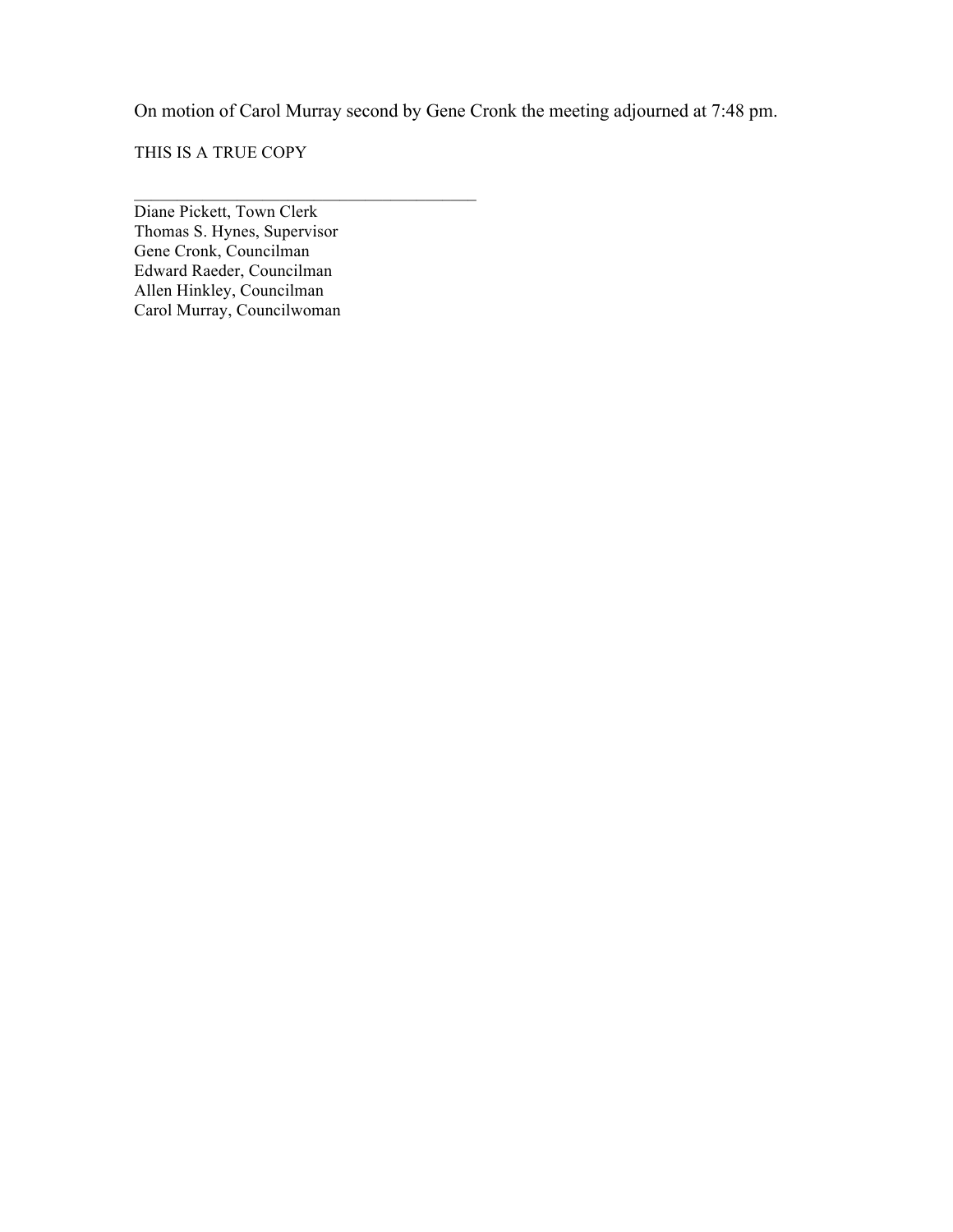On motion of Carol Murray second by Gene Cronk the meeting adjourned at 7:48 pm.

THIS IS A TRUE COPY

\_\_\_\_\_\_\_\_\_\_\_\_\_\_\_\_\_\_\_\_\_\_\_\_\_\_\_\_\_\_\_\_\_\_\_\_\_\_\_\_\_\_

Diane Pickett, Town Clerk
Thomas S. Hynes, Supervisor
Gene Cronk, Councilman
Edward Raeder, Councilman
Allen Hinkley, Councilman
Carol Murray, Councilwoman